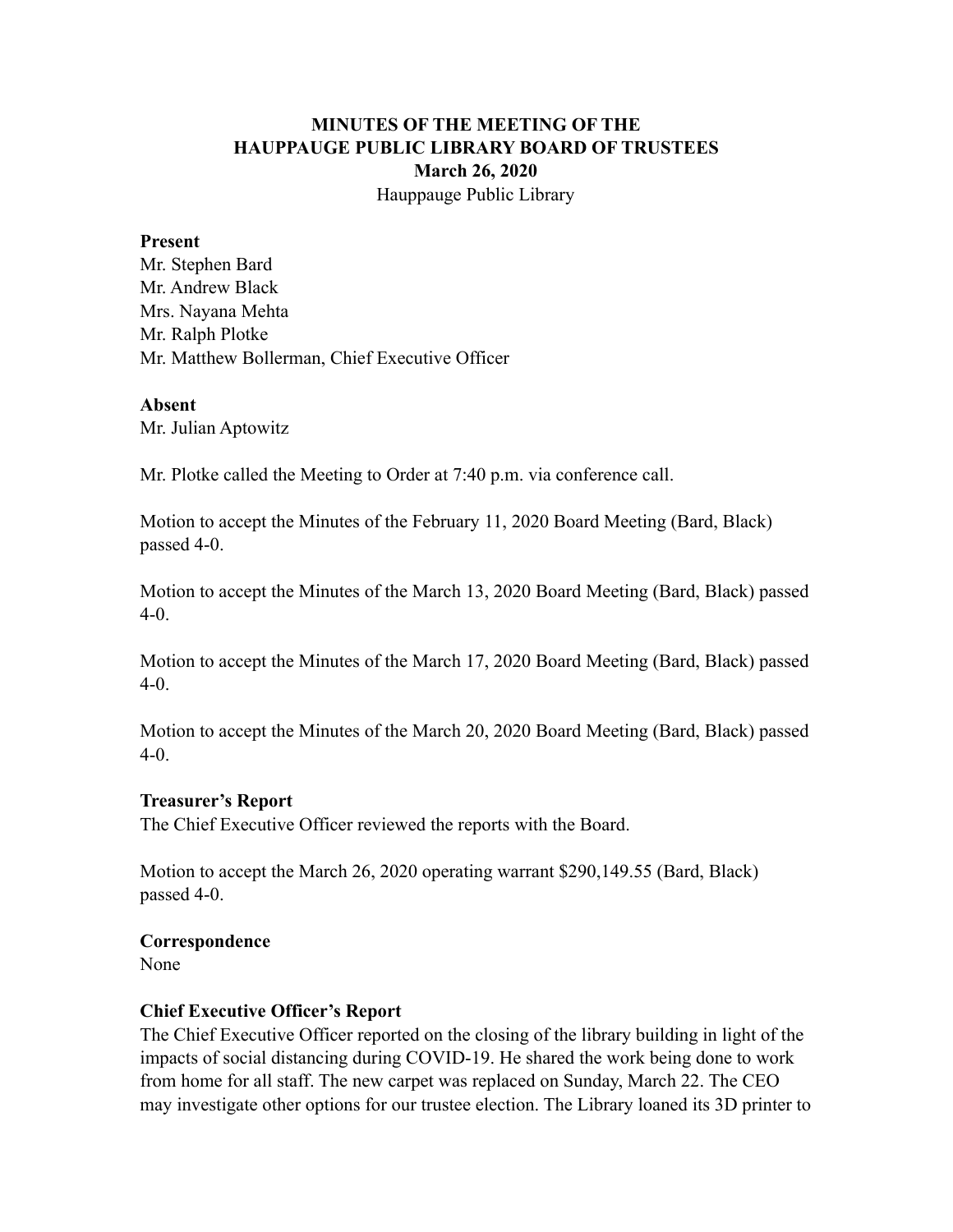**MINUTES OF THE MEETING OF THE**
**HAUPPAUGE PUBLIC LIBRARY BOARD OF TRUSTEES**
**March 26, 2020**
Hauppauge Public Library

**Present**
Mr. Stephen Bard
Mr. Andrew Black
Mrs. Nayana Mehta
Mr. Ralph Plotke
Mr. Matthew Bollerman, Chief Executive Officer

**Absent**
Mr. Julian Aptowitz

Mr. Plotke called the Meeting to Order at 7:40 p.m. via conference call.

Motion to accept the Minutes of the February 11, 2020 Board Meeting (Bard, Black) passed 4-0.

Motion to accept the Minutes of the March 13, 2020 Board Meeting (Bard, Black) passed 4-0.

Motion to accept the Minutes of the March 17, 2020 Board Meeting (Bard, Black) passed 4-0.

Motion to accept the Minutes of the March 20, 2020 Board Meeting (Bard, Black) passed 4-0.

**Treasurer's Report**
The Chief Executive Officer reviewed the reports with the Board.

Motion to accept the March 26, 2020 operating warrant $290,149.55 (Bard, Black) passed 4-0.

**Correspondence**
None

**Chief Executive Officer's Report**
The Chief Executive Officer reported on the closing of the library building in light of the impacts of social distancing during COVID-19. He shared the work being done to work from home for all staff. The new carpet was replaced on Sunday, March 22. The CEO may investigate other options for our trustee election. The Library loaned its 3D printer to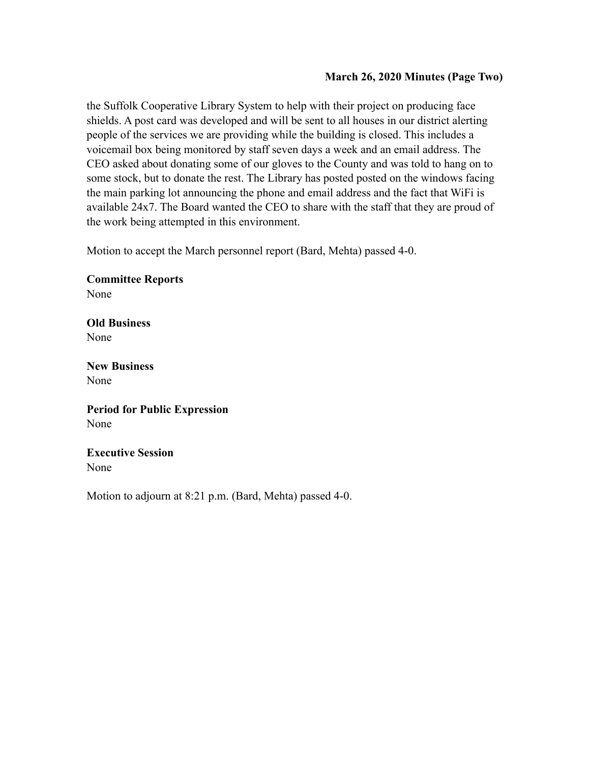the Suffolk Cooperative Library System to help with their project on producing face shields. A post card was developed and will be sent to all houses in our district alerting people of the services we are providing while the building is closed. This includes a voicemail box being monitored by staff seven days a week and an email address. The CEO asked about donating some of our gloves to the County and was told to hang on to some stock, but to donate the rest. The Library has posted posted on the windows facing the main parking lot announcing the phone and email address and the fact that WiFi is available 24x7. The Board wanted the CEO to share with the staff that they are proud of the work being attempted in this environment.

Motion to accept the March personnel report (Bard, Mehta) passed 4-0.

**Committee Reports**
None

**Old Business**
None

**New Business**
None

**Period for Public Expression**
None

**Executive Session**
None

Motion to adjourn at 8:21 p.m. (Bard, Mehta) passed 4-0.